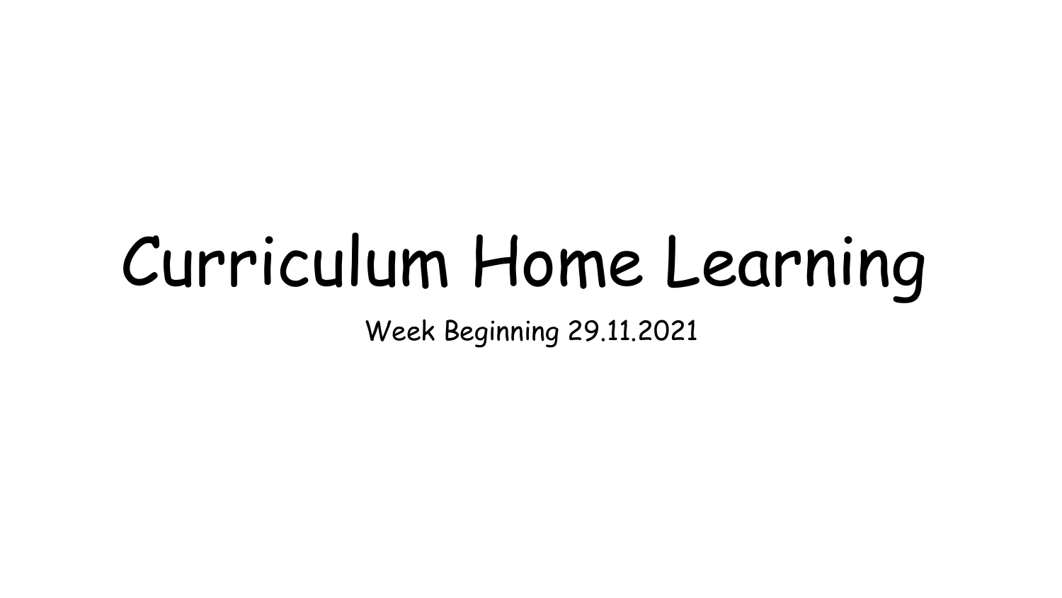# Curriculum Home Learning

Week Beginning 29.11.2021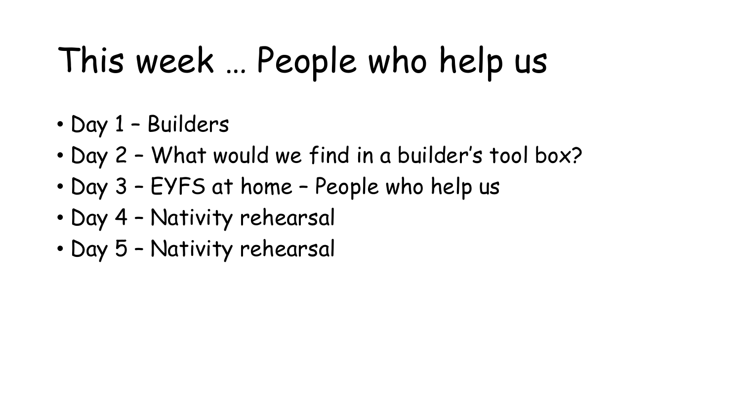# This week … People who help us

- Day 1 – Builders
- Day 2 – What would we find in a builder's tool box?
- Day 3 – EYFS at home – People who help us
- Day 4 – Nativity rehearsal
- Day 5 – Nativity rehearsal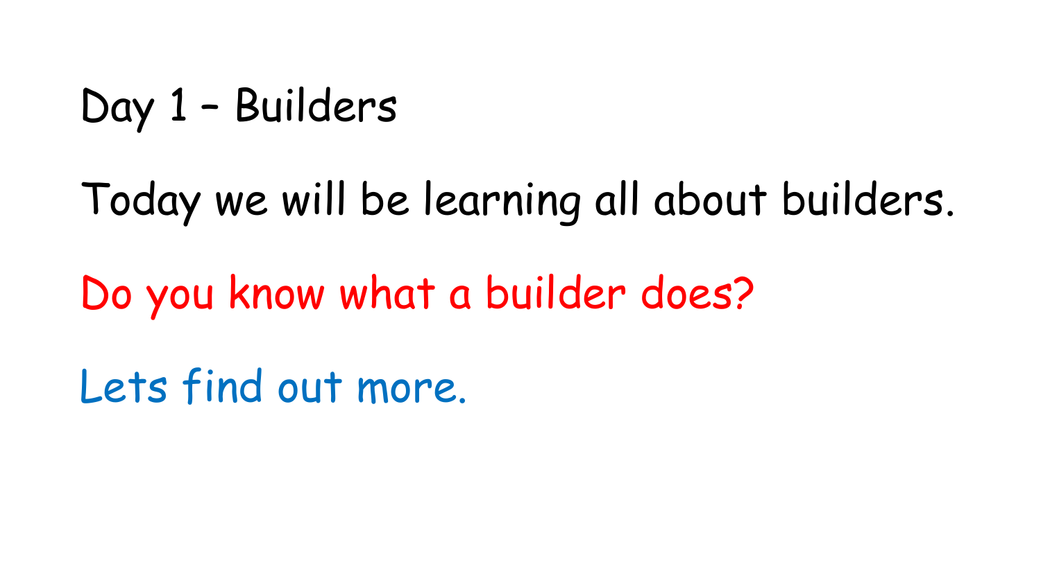# Day 1 – Builders

Today we will be learning all about builders.

Do you know what a builder does?

Lets find out more.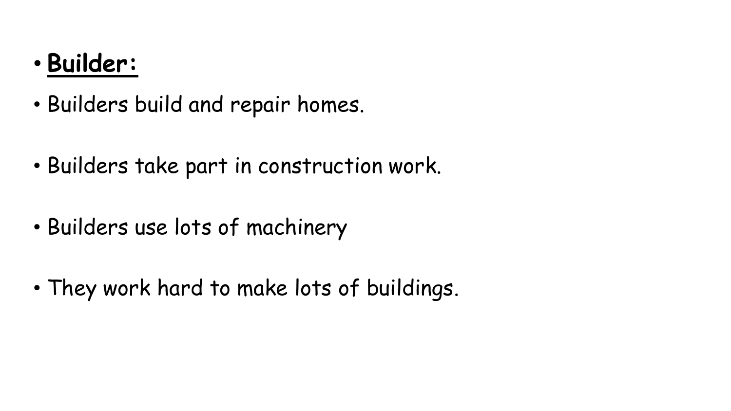- **<u>Builder:</u>**
- Builders build and repair homes.
- Builders take part in construction work.
- Builders use lots of machinery
- They work hard to make lots of buildings.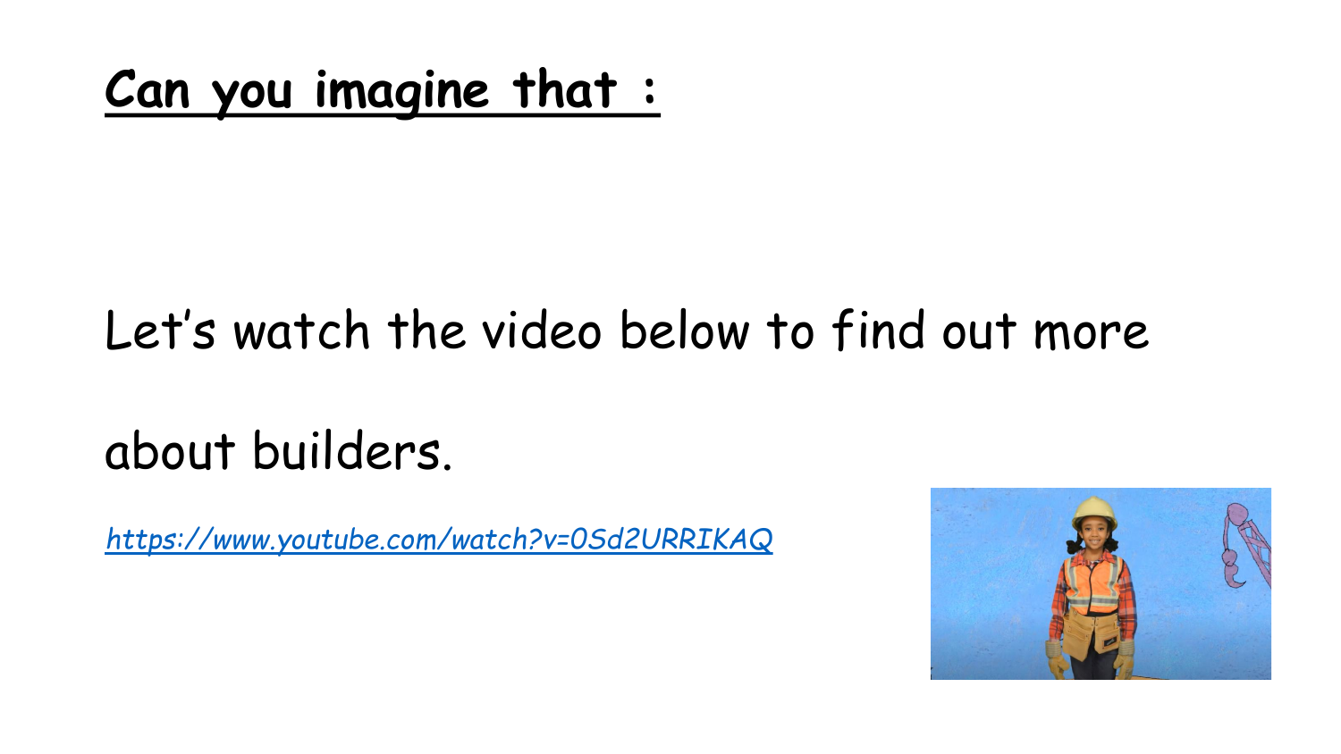**<u>Can you imagine that :</u>**

Let's watch the video below to find out more about builders.

*https://www.youtube.com/watch?v=0Sd2URRIKAQ*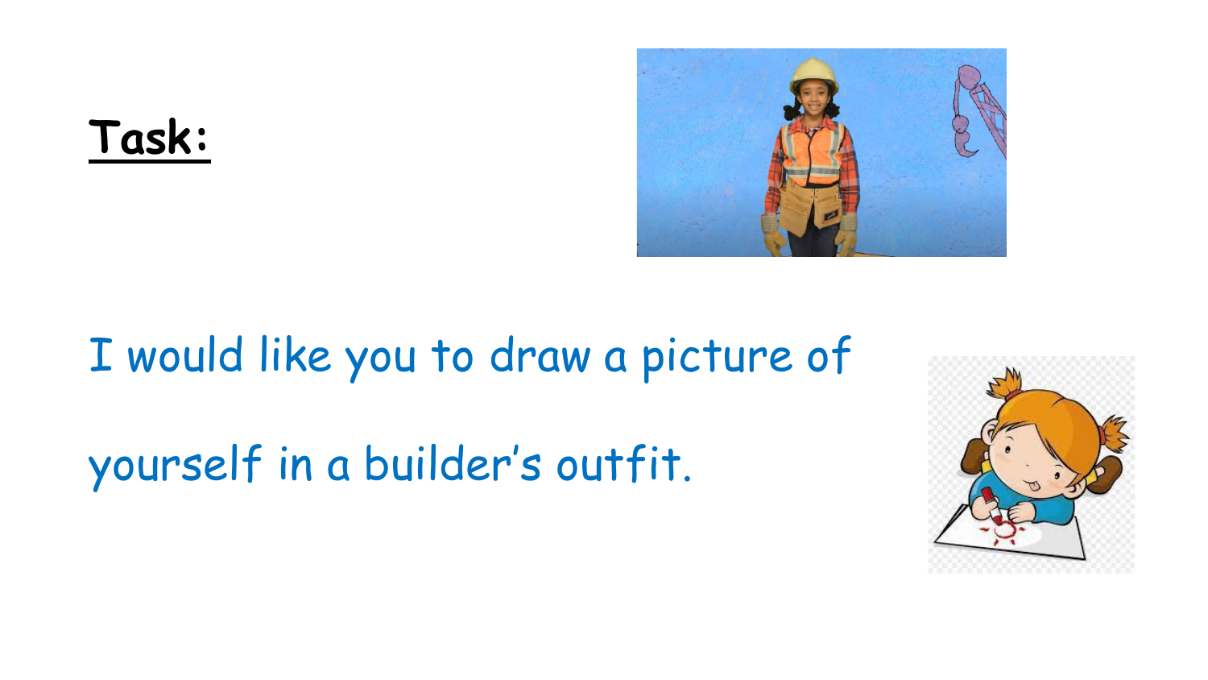**Task:**

I would like you to draw a picture of yourself in a builder's outfit.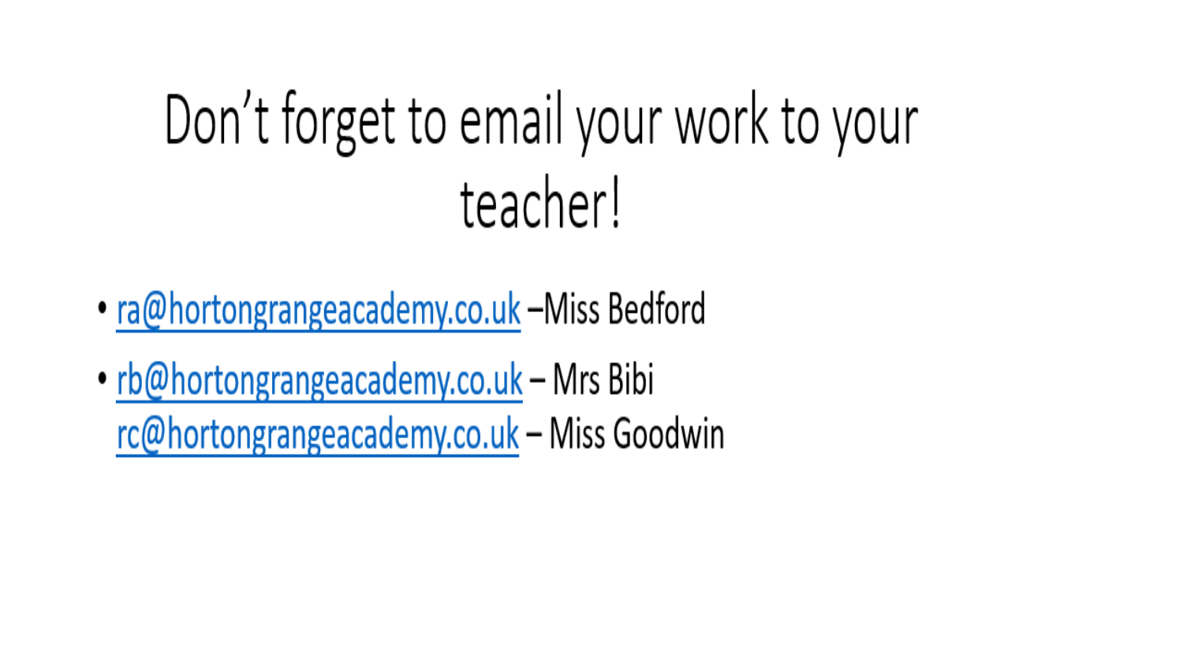# Don’t forget to email your work to your teacher!

- ra@hortongrangeacademy.co.uk –Miss Bedford
- rb@hortongrangeacademy.co.uk – Mrs Bibi
  rc@hortongrangeacademy.co.uk – Miss Goodwin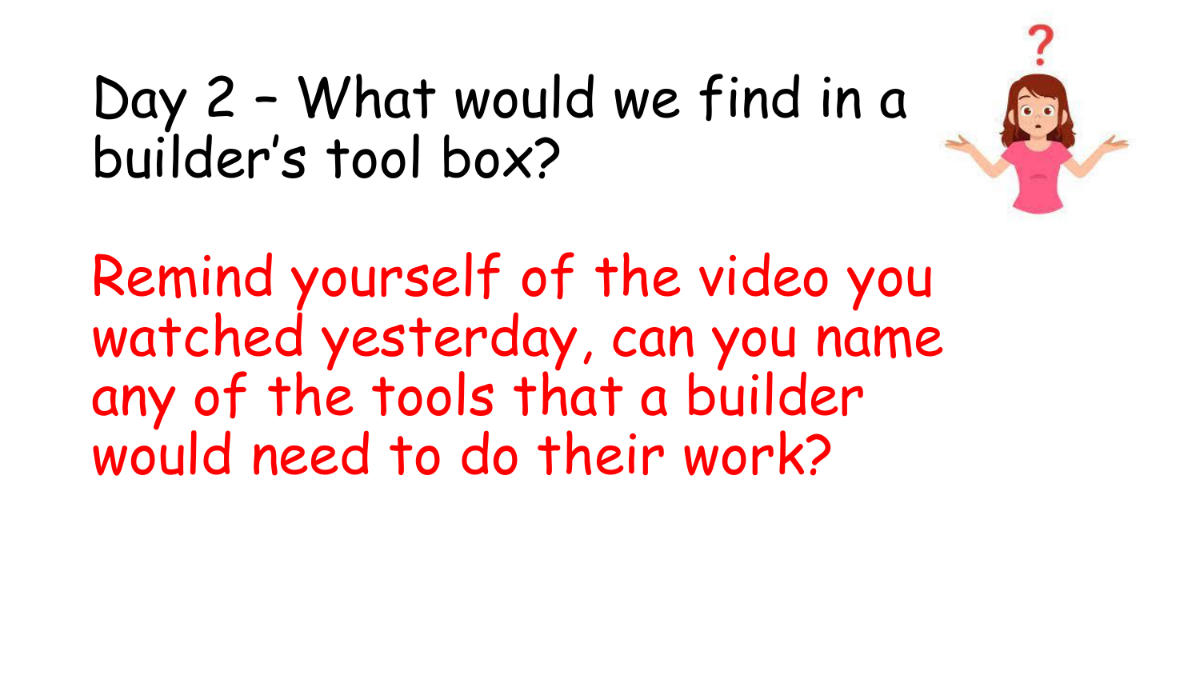# Day 2 – What would we find in a builder's tool box?

Remind yourself of the video you watched yesterday, can you name any of the tools that a builder would need to do their work?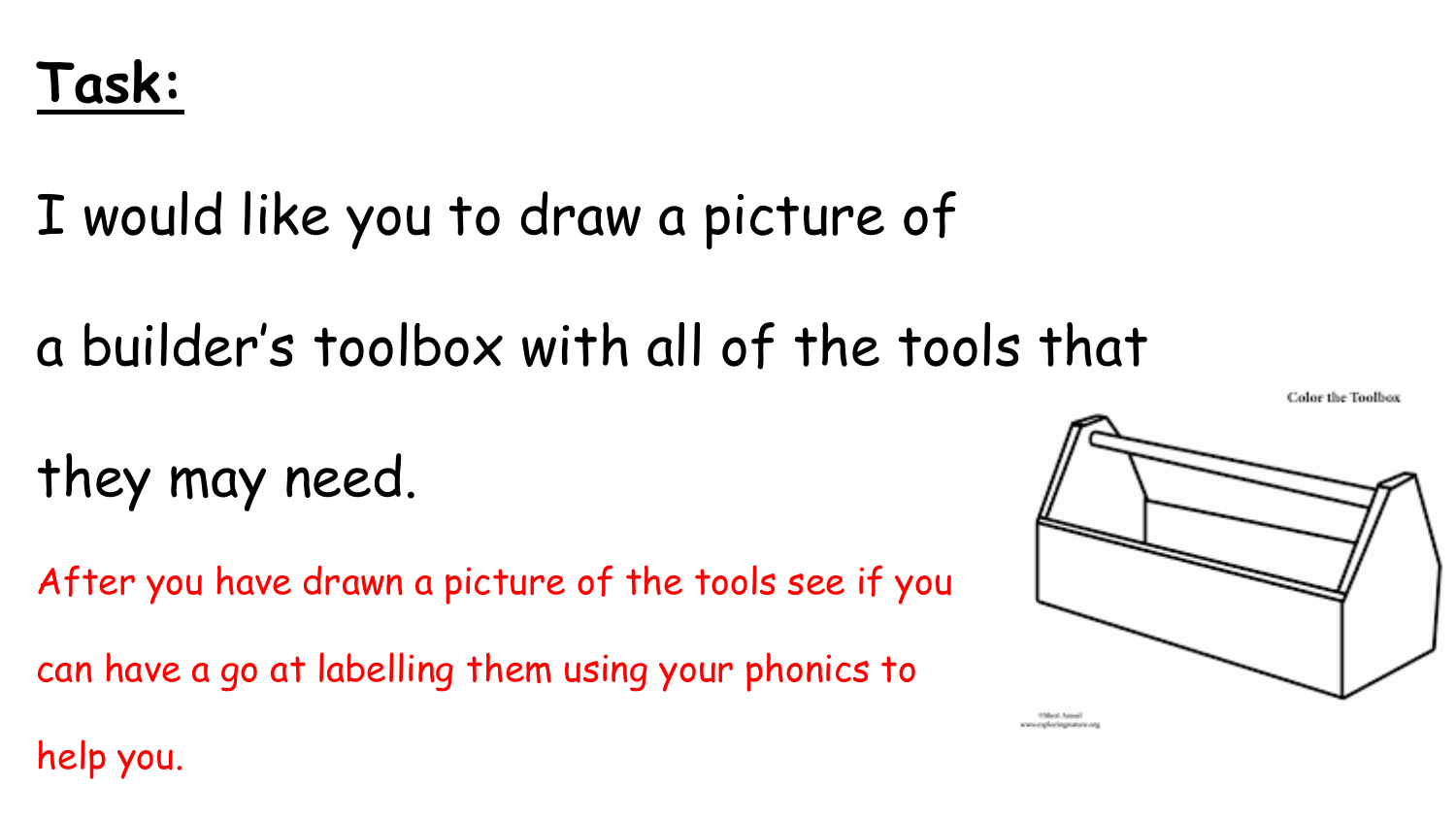## **Task:**

I would like you to draw a picture of a builder's toolbox with all of the tools that they may need.

After you have drawn a picture of the tools see if you can have a go at labelling them using your phonics to help you.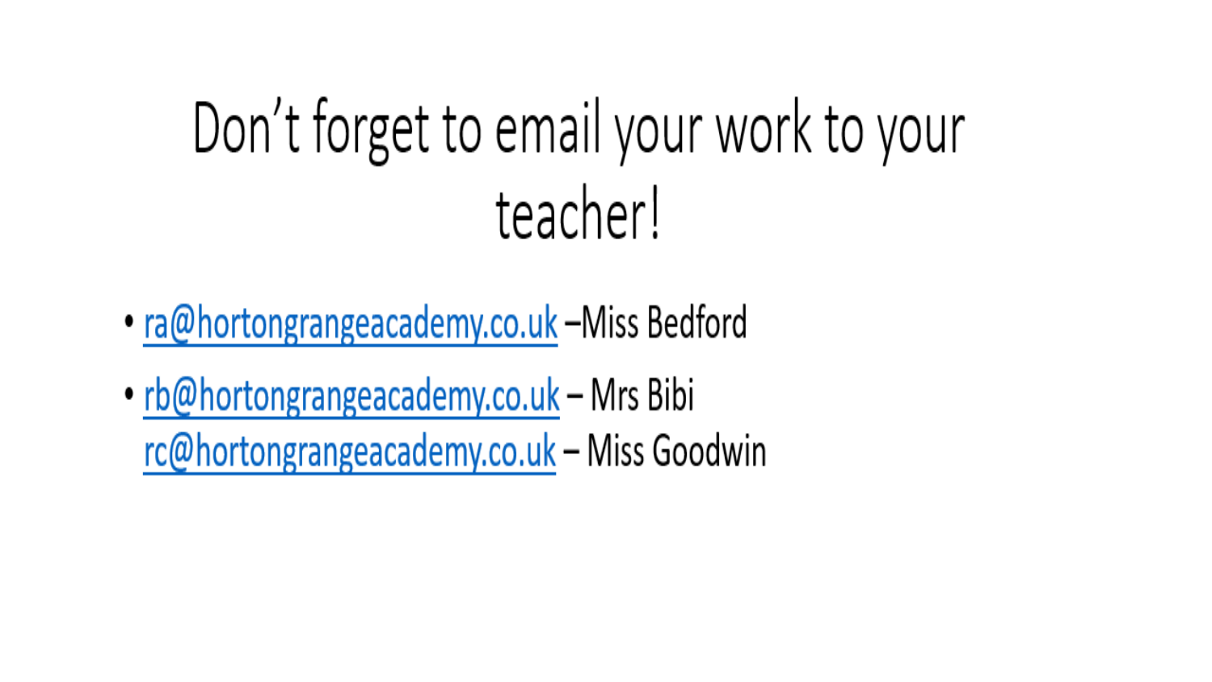# Don't forget to email your work to your teacher!

- ra@hortongrangeacademy.co.uk –Miss Bedford
- rb@hortongrangeacademy.co.uk – Mrs Bibi
  rc@hortongrangeacademy.co.uk – Miss Goodwin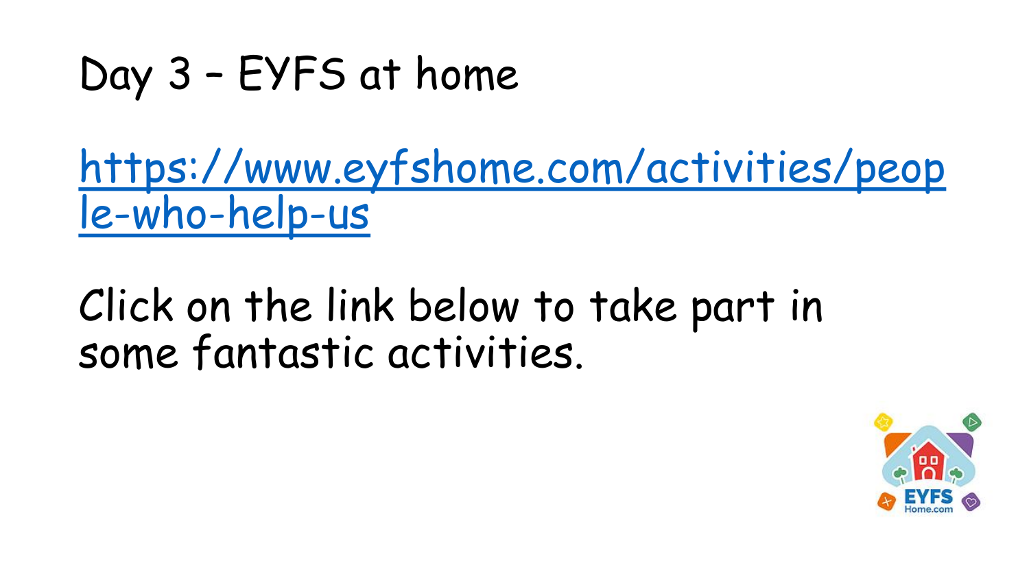# Day 3 – EYFS at home

[https://www.eyfshome.com/activities/people-who-help-us](https://www.eyfshome.com/activities/people-who-help-us)

Click on the link below to take part in some fantastic activities.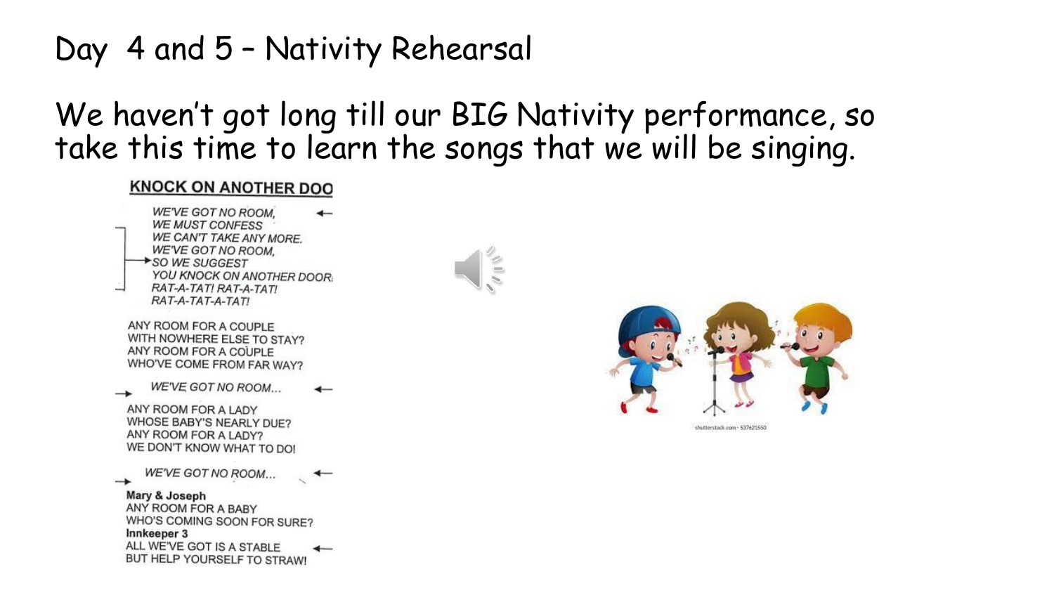# Day 4 and 5 – Nativity Rehearsal

We haven't got long till our BIG Nativity performance, so take this time to learn the songs that we will be singing.

**KNOCK ON ANOTHER DOO**

*WE'VE GOT NO ROOM,*
*WE MUST CONFESS*
*WE CAN'T TAKE ANY MORE.*
*WE'VE GOT NO ROOM,*
*SO WE SUGGEST*
*YOU KNOCK ON ANOTHER DOOR.*
*RAT-A-TAT! RAT-A-TAT!*
*RAT-A-TAT-A-TAT!*

ANY ROOM FOR A COUPLE
WITH NOWHERE ELSE TO STAY?
ANY ROOM FOR A COUPLE
WHO'VE COME FROM FAR WAY?

*WE'VE GOT NO ROOM...*

ANY ROOM FOR A LADY
WHOSE BABY'S NEARLY DUE?
ANY ROOM FOR A LADY?
WE DON'T KNOW WHAT TO DO!

*WE'VE GOT NO ROOM...*

**Mary & Joseph**
ANY ROOM FOR A BABY
WHO'S COMING SOON FOR SURE?
**Innkeeper 3**
ALL WE'VE GOT IS A STABLE
BUT HELP YOURSELF TO STRAW!

shutterstock.com · 537621550